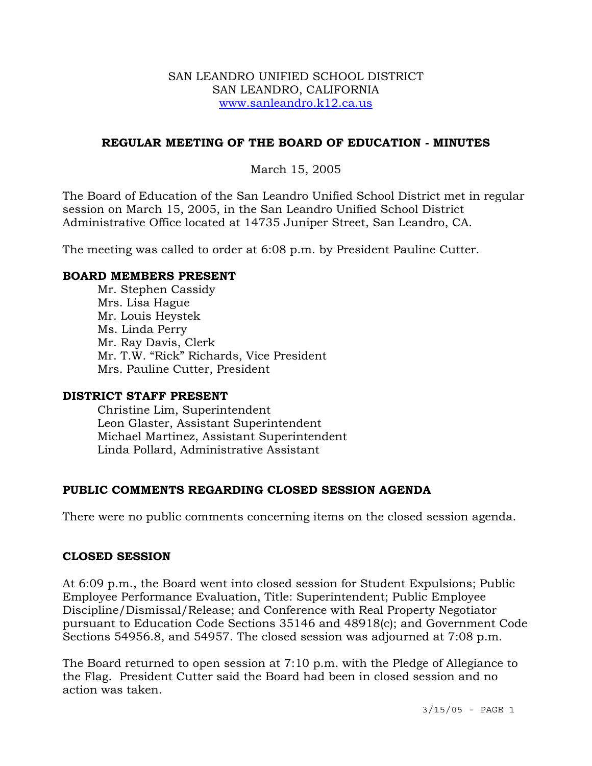SAN LEANDRO UNIFIED SCHOOL DISTRICT
SAN LEANDRO, CALIFORNIA
www.sanleandro.k12.ca.us

## REGULAR MEETING OF THE BOARD OF EDUCATION - MINUTES

March 15, 2005

The Board of Education of the San Leandro Unified School District met in regular session on March 15, 2005, in the San Leandro Unified School District Administrative Office located at 14735 Juniper Street, San Leandro, CA.

The meeting was called to order at 6:08 p.m. by President Pauline Cutter.

### BOARD MEMBERS PRESENT

Mr. Stephen Cassidy
Mrs. Lisa Hague
Mr. Louis Heystek
Ms. Linda Perry
Mr. Ray Davis, Clerk
Mr. T.W. "Rick" Richards, Vice President
Mrs. Pauline Cutter, President

### DISTRICT STAFF PRESENT

Christine Lim, Superintendent
Leon Glaster, Assistant Superintendent
Michael Martinez, Assistant Superintendent
Linda Pollard, Administrative Assistant

### PUBLIC COMMENTS REGARDING CLOSED SESSION AGENDA

There were no public comments concerning items on the closed session agenda.

### CLOSED SESSION

At 6:09 p.m., the Board went into closed session for Student Expulsions; Public Employee Performance Evaluation, Title: Superintendent; Public Employee Discipline/Dismissal/Release; and Conference with Real Property Negotiator pursuant to Education Code Sections 35146 and 48918(c); and Government Code Sections 54956.8, and 54957. The closed session was adjourned at 7:08 p.m.

The Board returned to open session at 7:10 p.m. with the Pledge of Allegiance to the Flag. President Cutter said the Board had been in closed session and no action was taken.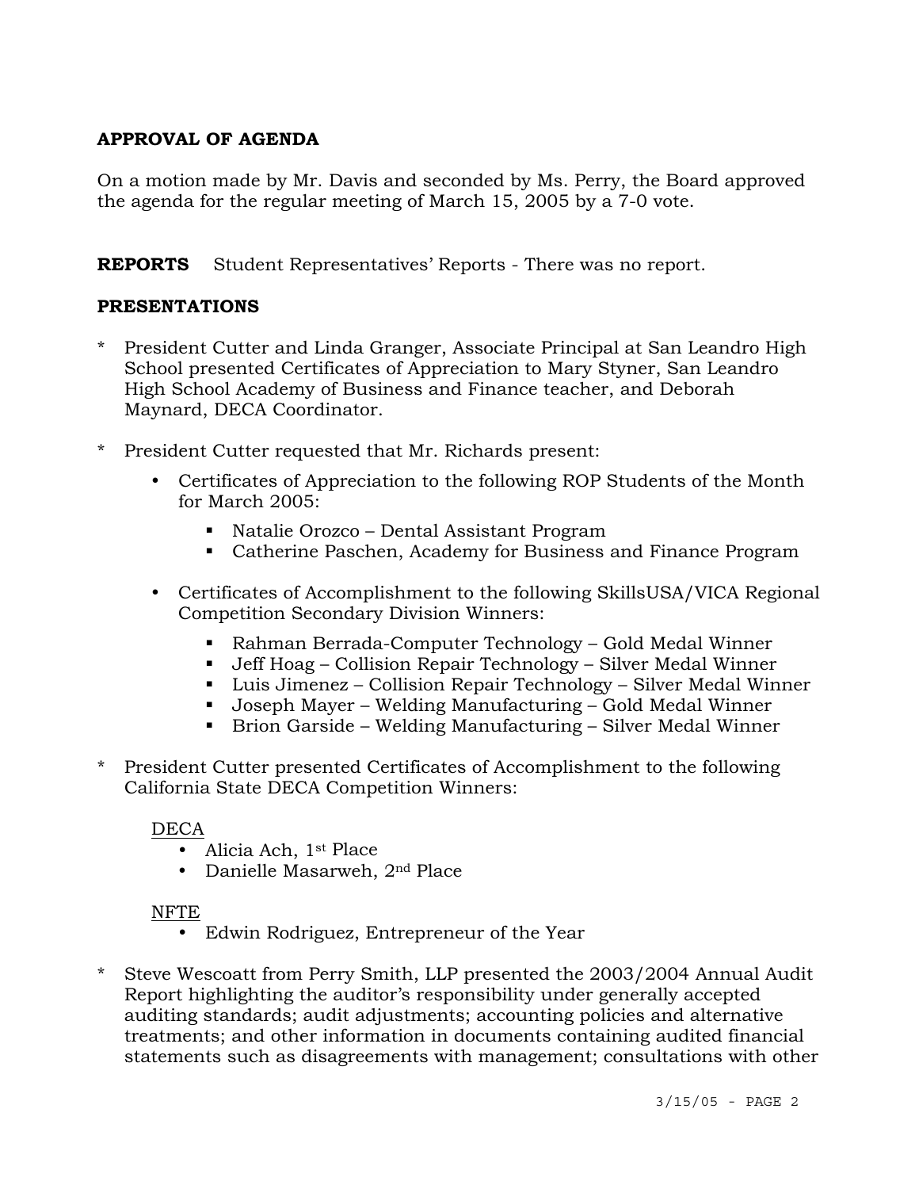**APPROVAL OF AGENDA**

On a motion made by Mr. Davis and seconded by Ms. Perry, the Board approved the agenda for the regular meeting of March 15, 2005 by a 7-0 vote.

**REPORTS** Student Representatives' Reports - There was no report.

**PRESENTATIONS**

* President Cutter and Linda Granger, Associate Principal at San Leandro High School presented Certificates of Appreciation to Mary Styner, San Leandro High School Academy of Business and Finance teacher, and Deborah Maynard, DECA Coordinator.

* President Cutter requested that Mr. Richards present:

  - Certificates of Appreciation to the following ROP Students of the Month for March 2005:

    - Natalie Orozco – Dental Assistant Program
    - Catherine Paschen, Academy for Business and Finance Program

  - Certificates of Accomplishment to the following SkillsUSA/VICA Regional Competition Secondary Division Winners:

    - Rahman Berrada-Computer Technology – Gold Medal Winner
    - Jeff Hoag – Collision Repair Technology – Silver Medal Winner
    - Luis Jimenez – Collision Repair Technology – Silver Medal Winner
    - Joseph Mayer – Welding Manufacturing – Gold Medal Winner
    - Brion Garside – Welding Manufacturing – Silver Medal Winner

* President Cutter presented Certificates of Accomplishment to the following California State DECA Competition Winners:

  DECA

  - Alicia Ach, 1st Place
  - Danielle Masarweh, 2nd Place

  NFTE

  - Edwin Rodriguez, Entrepreneur of the Year

* Steve Wescoatt from Perry Smith, LLP presented the 2003/2004 Annual Audit Report highlighting the auditor's responsibility under generally accepted auditing standards; audit adjustments; accounting policies and alternative treatments; and other information in documents containing audited financial statements such as disagreements with management; consultations with other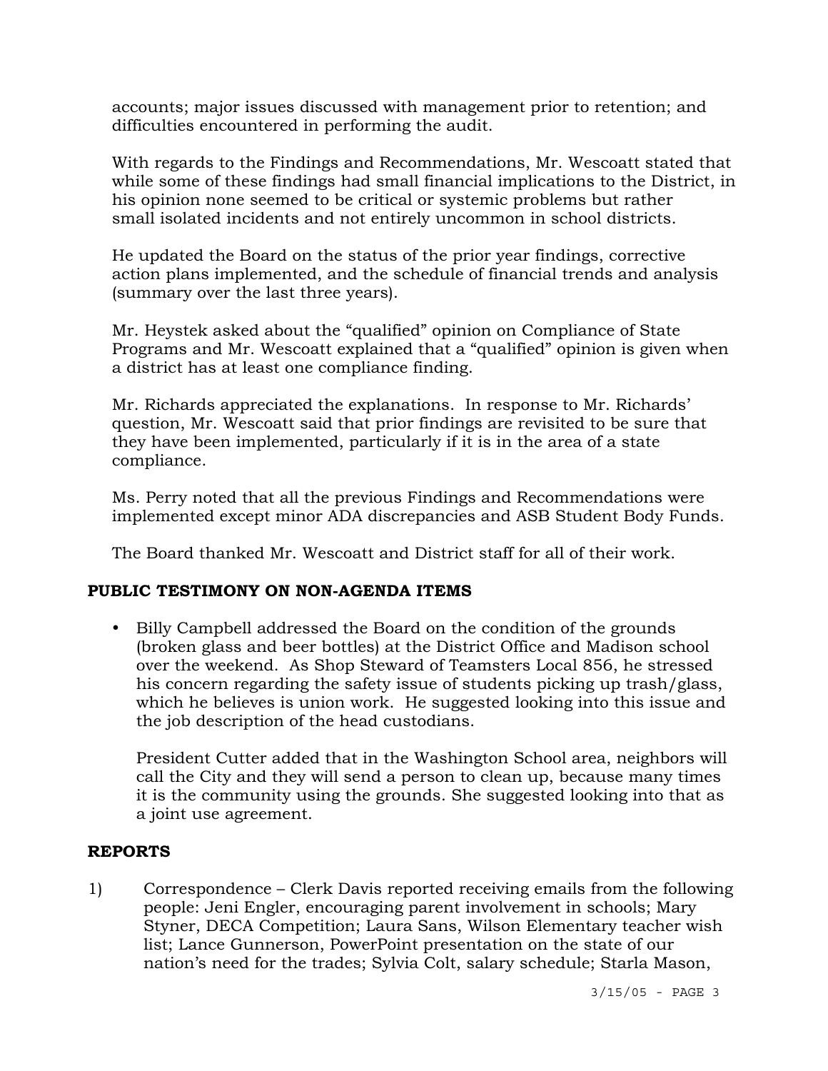accounts; major issues discussed with management prior to retention; and difficulties encountered in performing the audit.

With regards to the Findings and Recommendations, Mr. Wescoatt stated that while some of these findings had small financial implications to the District, in his opinion none seemed to be critical or systemic problems but rather small isolated incidents and not entirely uncommon in school districts.

He updated the Board on the status of the prior year findings, corrective action plans implemented, and the schedule of financial trends and analysis (summary over the last three years).

Mr. Heystek asked about the "qualified" opinion on Compliance of State Programs and Mr. Wescoatt explained that a "qualified" opinion is given when a district has at least one compliance finding.

Mr. Richards appreciated the explanations. In response to Mr. Richards' question, Mr. Wescoatt said that prior findings are revisited to be sure that they have been implemented, particularly if it is in the area of a state compliance.

Ms. Perry noted that all the previous Findings and Recommendations were implemented except minor ADA discrepancies and ASB Student Body Funds.

The Board thanked Mr. Wescoatt and District staff for all of their work.

## PUBLIC TESTIMONY ON NON-AGENDA ITEMS

- Billy Campbell addressed the Board on the condition of the grounds (broken glass and beer bottles) at the District Office and Madison school over the weekend. As Shop Steward of Teamsters Local 856, he stressed his concern regarding the safety issue of students picking up trash/glass, which he believes is union work. He suggested looking into this issue and the job description of the head custodians.

  President Cutter added that in the Washington School area, neighbors will call the City and they will send a person to clean up, because many times it is the community using the grounds. She suggested looking into that as a joint use agreement.

## REPORTS

1) Correspondence – Clerk Davis reported receiving emails from the following people: Jeni Engler, encouraging parent involvement in schools; Mary Styner, DECA Competition; Laura Sans, Wilson Elementary teacher wish list; Lance Gunnerson, PowerPoint presentation on the state of our nation's need for the trades; Sylvia Colt, salary schedule; Starla Mason,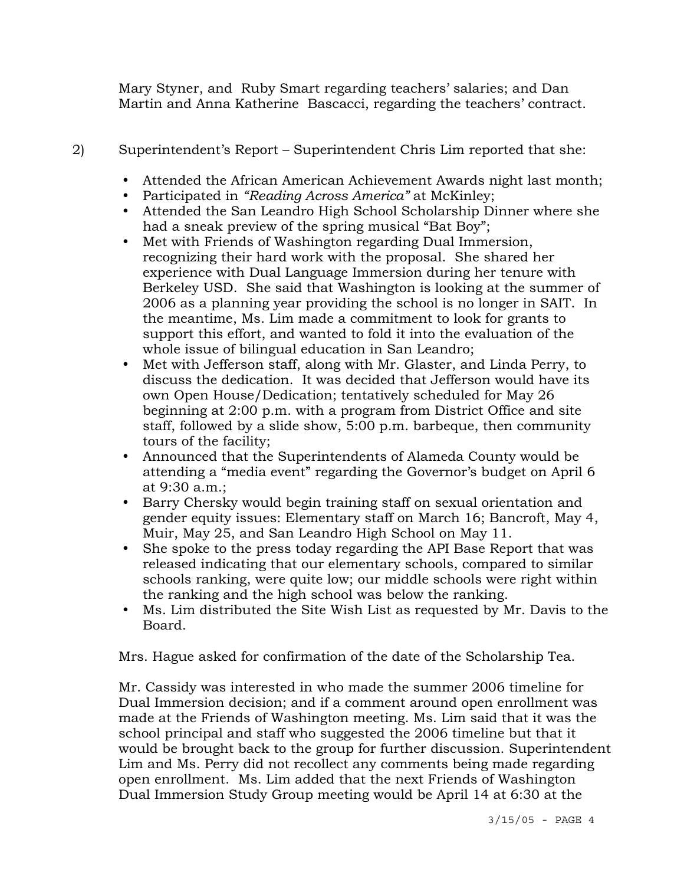Mary Styner, and Ruby Smart regarding teachers' salaries; and Dan Martin and Anna Katherine Bascacci, regarding the teachers' contract.

2) Superintendent's Report – Superintendent Chris Lim reported that she:

- Attended the African American Achievement Awards night last month;
- Participated in *"Reading Across America"* at McKinley;
- Attended the San Leandro High School Scholarship Dinner where she had a sneak preview of the spring musical "Bat Boy";
- Met with Friends of Washington regarding Dual Immersion, recognizing their hard work with the proposal. She shared her experience with Dual Language Immersion during her tenure with Berkeley USD. She said that Washington is looking at the summer of 2006 as a planning year providing the school is no longer in SAIT. In the meantime, Ms. Lim made a commitment to look for grants to support this effort, and wanted to fold it into the evaluation of the whole issue of bilingual education in San Leandro;
- Met with Jefferson staff, along with Mr. Glaster, and Linda Perry, to discuss the dedication. It was decided that Jefferson would have its own Open House/Dedication; tentatively scheduled for May 26 beginning at 2:00 p.m. with a program from District Office and site staff, followed by a slide show, 5:00 p.m. barbeque, then community tours of the facility;
- Announced that the Superintendents of Alameda County would be attending a "media event" regarding the Governor's budget on April 6 at 9:30 a.m.;
- Barry Chersky would begin training staff on sexual orientation and gender equity issues: Elementary staff on March 16; Bancroft, May 4, Muir, May 25, and San Leandro High School on May 11.
- She spoke to the press today regarding the API Base Report that was released indicating that our elementary schools, compared to similar schools ranking, were quite low; our middle schools were right within the ranking and the high school was below the ranking.
- Ms. Lim distributed the Site Wish List as requested by Mr. Davis to the Board.

Mrs. Hague asked for confirmation of the date of the Scholarship Tea.

Mr. Cassidy was interested in who made the summer 2006 timeline for Dual Immersion decision; and if a comment around open enrollment was made at the Friends of Washington meeting. Ms. Lim said that it was the school principal and staff who suggested the 2006 timeline but that it would be brought back to the group for further discussion. Superintendent Lim and Ms. Perry did not recollect any comments being made regarding open enrollment. Ms. Lim added that the next Friends of Washington Dual Immersion Study Group meeting would be April 14 at 6:30 at the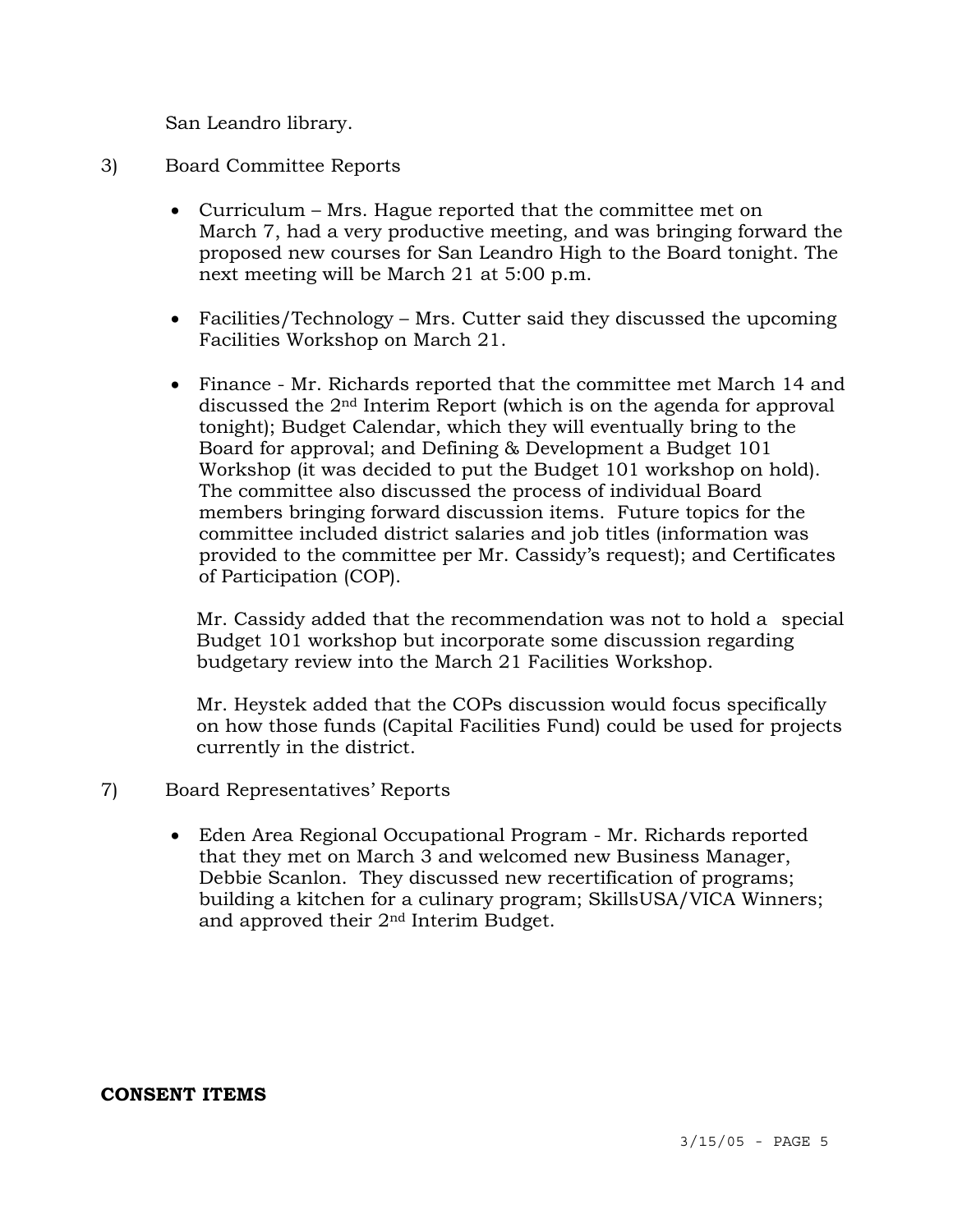San Leandro library.

3) Board Committee Reports

- Curriculum – Mrs. Hague reported that the committee met on March 7, had a very productive meeting, and was bringing forward the proposed new courses for San Leandro High to the Board tonight. The next meeting will be March 21 at 5:00 p.m.

- Facilities/Technology – Mrs. Cutter said they discussed the upcoming Facilities Workshop on March 21.

- Finance - Mr. Richards reported that the committee met March 14 and discussed the 2nd Interim Report (which is on the agenda for approval tonight); Budget Calendar, which they will eventually bring to the Board for approval; and Defining & Development a Budget 101 Workshop (it was decided to put the Budget 101 workshop on hold). The committee also discussed the process of individual Board members bringing forward discussion items. Future topics for the committee included district salaries and job titles (information was provided to the committee per Mr. Cassidy's request); and Certificates of Participation (COP).

  Mr. Cassidy added that the recommendation was not to hold a special Budget 101 workshop but incorporate some discussion regarding budgetary review into the March 21 Facilities Workshop.

  Mr. Heystek added that the COPs discussion would focus specifically on how those funds (Capital Facilities Fund) could be used for projects currently in the district.

7) Board Representatives' Reports

- Eden Area Regional Occupational Program - Mr. Richards reported that they met on March 3 and welcomed new Business Manager, Debbie Scanlon. They discussed new recertification of programs; building a kitchen for a culinary program; SkillsUSA/VICA Winners; and approved their 2nd Interim Budget.

**CONSENT ITEMS**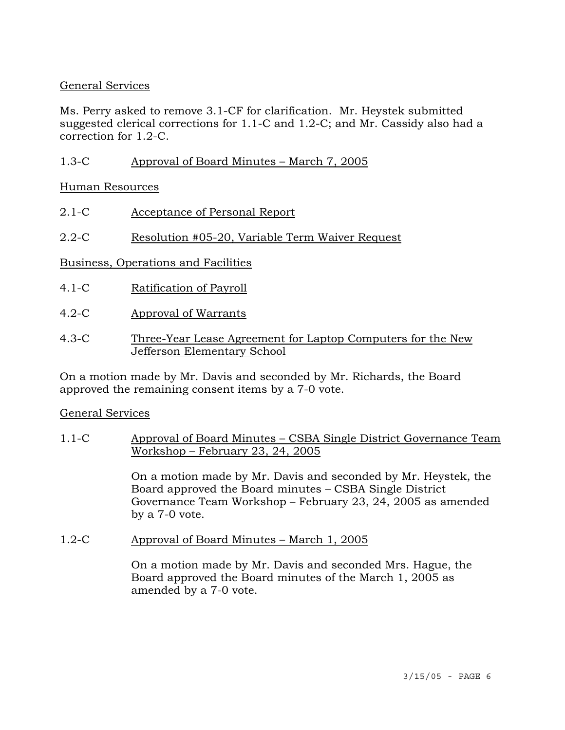General Services

Ms. Perry asked to remove 3.1-CF for clarification. Mr. Heystek submitted suggested clerical corrections for 1.1-C and 1.2-C; and Mr. Cassidy also had a correction for 1.2-C.

1.3-C Approval of Board Minutes – March 7, 2005

Human Resources

2.1-C Acceptance of Personal Report

2.2-C Resolution #05-20, Variable Term Waiver Request

Business, Operations and Facilities

4.1-C Ratification of Payroll

4.2-C Approval of Warrants

4.3-C Three-Year Lease Agreement for Laptop Computers for the New Jefferson Elementary School

On a motion made by Mr. Davis and seconded by Mr. Richards, the Board approved the remaining consent items by a 7-0 vote.

General Services

1.1-C Approval of Board Minutes – CSBA Single District Governance Team Workshop – February 23, 24, 2005

On a motion made by Mr. Davis and seconded by Mr. Heystek, the Board approved the Board minutes – CSBA Single District Governance Team Workshop – February 23, 24, 2005 as amended by a 7-0 vote.

1.2-C Approval of Board Minutes – March 1, 2005

On a motion made by Mr. Davis and seconded Mrs. Hague, the Board approved the Board minutes of the March 1, 2005 as amended by a 7-0 vote.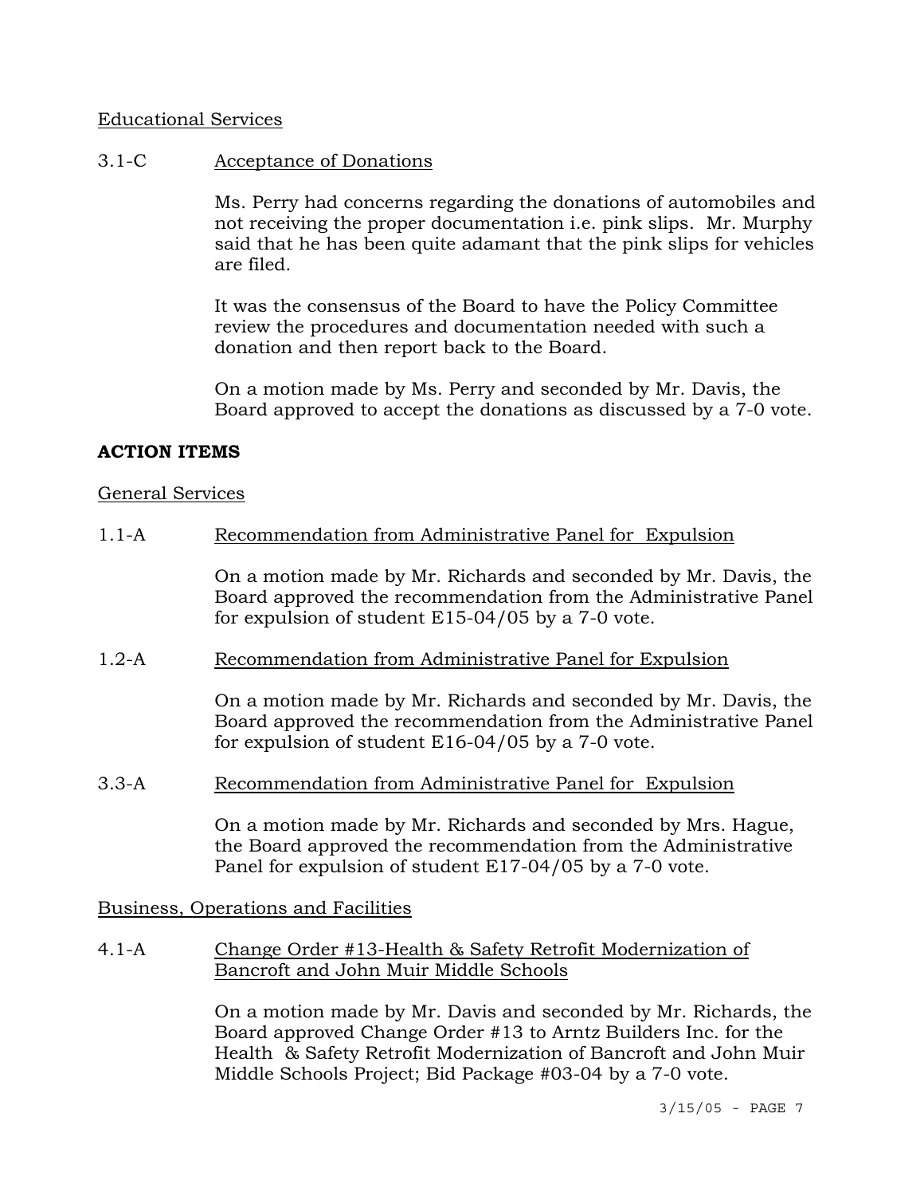Educational Services

3.1-C Acceptance of Donations

Ms. Perry had concerns regarding the donations of automobiles and not receiving the proper documentation i.e. pink slips. Mr. Murphy said that he has been quite adamant that the pink slips for vehicles are filed.

It was the consensus of the Board to have the Policy Committee review the procedures and documentation needed with such a donation and then report back to the Board.

On a motion made by Ms. Perry and seconded by Mr. Davis, the Board approved to accept the donations as discussed by a 7-0 vote.

**ACTION ITEMS**

General Services

1.1-A Recommendation from Administrative Panel for Expulsion

On a motion made by Mr. Richards and seconded by Mr. Davis, the Board approved the recommendation from the Administrative Panel for expulsion of student E15-04/05 by a 7-0 vote.

1.2-A Recommendation from Administrative Panel for Expulsion

On a motion made by Mr. Richards and seconded by Mr. Davis, the Board approved the recommendation from the Administrative Panel for expulsion of student E16-04/05 by a 7-0 vote.

3.3-A Recommendation from Administrative Panel for Expulsion

On a motion made by Mr. Richards and seconded by Mrs. Hague, the Board approved the recommendation from the Administrative Panel for expulsion of student E17-04/05 by a 7-0 vote.

Business, Operations and Facilities

4.1-A Change Order #13-Health & Safety Retrofit Modernization of Bancroft and John Muir Middle Schools

On a motion made by Mr. Davis and seconded by Mr. Richards, the Board approved Change Order #13 to Arntz Builders Inc. for the Health & Safety Retrofit Modernization of Bancroft and John Muir Middle Schools Project; Bid Package #03-04 by a 7-0 vote.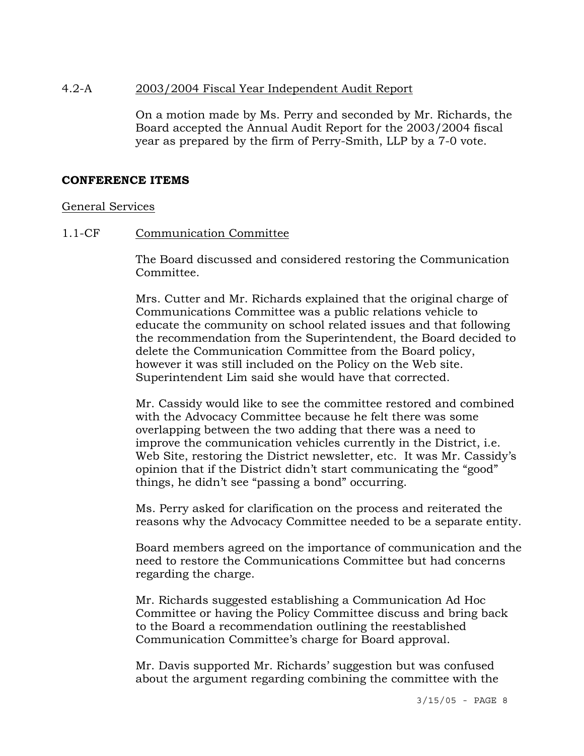4.2-A 2003/2004 Fiscal Year Independent Audit Report

On a motion made by Ms. Perry and seconded by Mr. Richards, the Board accepted the Annual Audit Report for the 2003/2004 fiscal year as prepared by the firm of Perry-Smith, LLP by a 7-0 vote.

**CONFERENCE ITEMS**

General Services

1.1-CF Communication Committee

The Board discussed and considered restoring the Communication Committee.

Mrs. Cutter and Mr. Richards explained that the original charge of Communications Committee was a public relations vehicle to educate the community on school related issues and that following the recommendation from the Superintendent, the Board decided to delete the Communication Committee from the Board policy, however it was still included on the Policy on the Web site. Superintendent Lim said she would have that corrected.

Mr. Cassidy would like to see the committee restored and combined with the Advocacy Committee because he felt there was some overlapping between the two adding that there was a need to improve the communication vehicles currently in the District, i.e. Web Site, restoring the District newsletter, etc. It was Mr. Cassidy's opinion that if the District didn't start communicating the "good" things, he didn't see "passing a bond" occurring.

Ms. Perry asked for clarification on the process and reiterated the reasons why the Advocacy Committee needed to be a separate entity.

Board members agreed on the importance of communication and the need to restore the Communications Committee but had concerns regarding the charge.

Mr. Richards suggested establishing a Communication Ad Hoc Committee or having the Policy Committee discuss and bring back to the Board a recommendation outlining the reestablished Communication Committee's charge for Board approval.

Mr. Davis supported Mr. Richards' suggestion but was confused about the argument regarding combining the committee with the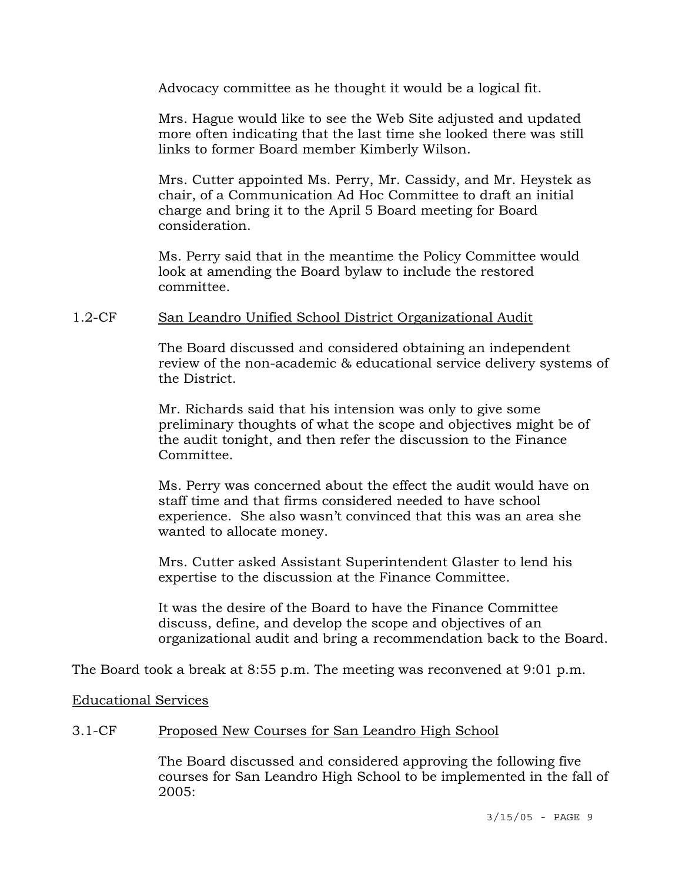Advocacy committee as he thought it would be a logical fit.

Mrs. Hague would like to see the Web Site adjusted and updated more often indicating that the last time she looked there was still links to former Board member Kimberly Wilson.

Mrs. Cutter appointed Ms. Perry, Mr. Cassidy, and Mr. Heystek as chair, of a Communication Ad Hoc Committee to draft an initial charge and bring it to the April 5 Board meeting for Board consideration.

Ms. Perry said that in the meantime the Policy Committee would look at amending the Board bylaw to include the restored committee.

1.2-CF San Leandro Unified School District Organizational Audit

The Board discussed and considered obtaining an independent review of the non-academic & educational service delivery systems of the District.

Mr. Richards said that his intension was only to give some preliminary thoughts of what the scope and objectives might be of the audit tonight, and then refer the discussion to the Finance Committee.

Ms. Perry was concerned about the effect the audit would have on staff time and that firms considered needed to have school experience. She also wasn't convinced that this was an area she wanted to allocate money.

Mrs. Cutter asked Assistant Superintendent Glaster to lend his expertise to the discussion at the Finance Committee.

It was the desire of the Board to have the Finance Committee discuss, define, and develop the scope and objectives of an organizational audit and bring a recommendation back to the Board.

The Board took a break at 8:55 p.m. The meeting was reconvened at 9:01 p.m.

Educational Services

3.1-CF Proposed New Courses for San Leandro High School

The Board discussed and considered approving the following five courses for San Leandro High School to be implemented in the fall of 2005: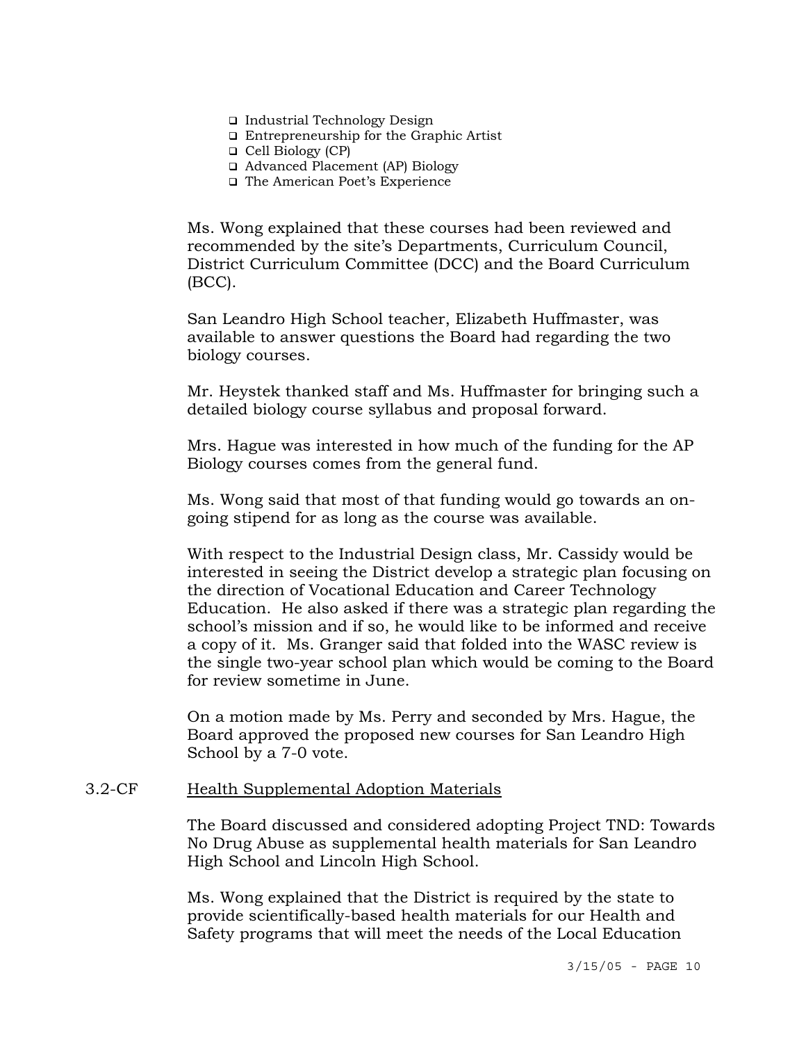- Industrial Technology Design
- Entrepreneurship for the Graphic Artist
- Cell Biology (CP)
- Advanced Placement (AP) Biology
- The American Poet's Experience

Ms. Wong explained that these courses had been reviewed and recommended by the site's Departments, Curriculum Council, District Curriculum Committee (DCC) and the Board Curriculum (BCC).

San Leandro High School teacher, Elizabeth Huffmaster, was available to answer questions the Board had regarding the two biology courses.

Mr. Heystek thanked staff and Ms. Huffmaster for bringing such a detailed biology course syllabus and proposal forward.

Mrs. Hague was interested in how much of the funding for the AP Biology courses comes from the general fund.

Ms. Wong said that most of that funding would go towards an on-going stipend for as long as the course was available.

With respect to the Industrial Design class, Mr. Cassidy would be interested in seeing the District develop a strategic plan focusing on the direction of Vocational Education and Career Technology Education. He also asked if there was a strategic plan regarding the school's mission and if so, he would like to be informed and receive a copy of it. Ms. Granger said that folded into the WASC review is the single two-year school plan which would be coming to the Board for review sometime in June.

On a motion made by Ms. Perry and seconded by Mrs. Hague, the Board approved the proposed new courses for San Leandro High School by a 7-0 vote.

3.2-CF <u>Health Supplemental Adoption Materials</u>

The Board discussed and considered adopting Project TND: Towards No Drug Abuse as supplemental health materials for San Leandro High School and Lincoln High School.

Ms. Wong explained that the District is required by the state to provide scientifically-based health materials for our Health and Safety programs that will meet the needs of the Local Education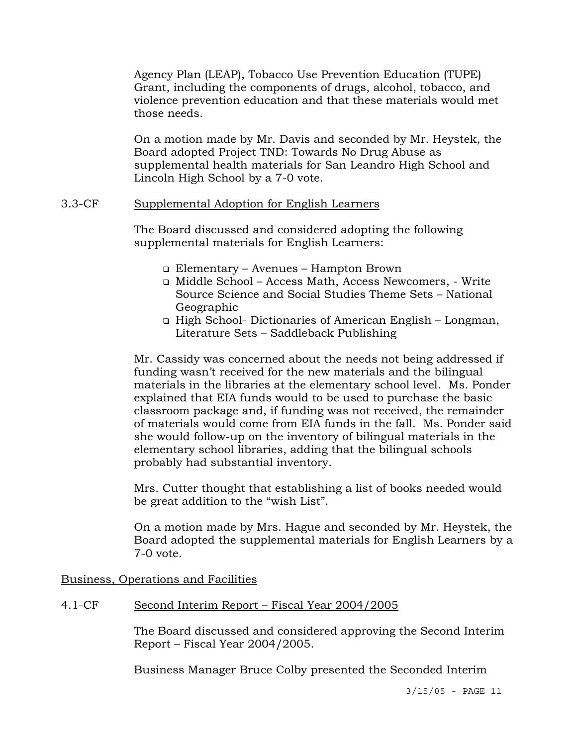Agency Plan (LEAP), Tobacco Use Prevention Education (TUPE) Grant, including the components of drugs, alcohol, tobacco, and violence prevention education and that these materials would met those needs.

On a motion made by Mr. Davis and seconded by Mr. Heystek, the Board adopted Project TND: Towards No Drug Abuse as supplemental health materials for San Leandro High School and Lincoln High School by a 7-0 vote.

3.3-CF <u>Supplemental Adoption for English Learners</u>

The Board discussed and considered adopting the following supplemental materials for English Learners:

- Elementary – Avenues – Hampton Brown
- Middle School – Access Math, Access Newcomers, - Write Source Science and Social Studies Theme Sets – National Geographic
- High School- Dictionaries of American English – Longman, Literature Sets – Saddleback Publishing

Mr. Cassidy was concerned about the needs not being addressed if funding wasn't received for the new materials and the bilingual materials in the libraries at the elementary school level. Ms. Ponder explained that EIA funds would to be used to purchase the basic classroom package and, if funding was not received, the remainder of materials would come from EIA funds in the fall. Ms. Ponder said she would follow-up on the inventory of bilingual materials in the elementary school libraries, adding that the bilingual schools probably had substantial inventory.

Mrs. Cutter thought that establishing a list of books needed would be great addition to the "wish List".

On a motion made by Mrs. Hague and seconded by Mr. Heystek, the Board adopted the supplemental materials for English Learners by a 7-0 vote.

<u>Business, Operations and Facilities</u>

4.1-CF <u>Second Interim Report – Fiscal Year 2004/2005</u>

The Board discussed and considered approving the Second Interim Report – Fiscal Year 2004/2005.

Business Manager Bruce Colby presented the Seconded Interim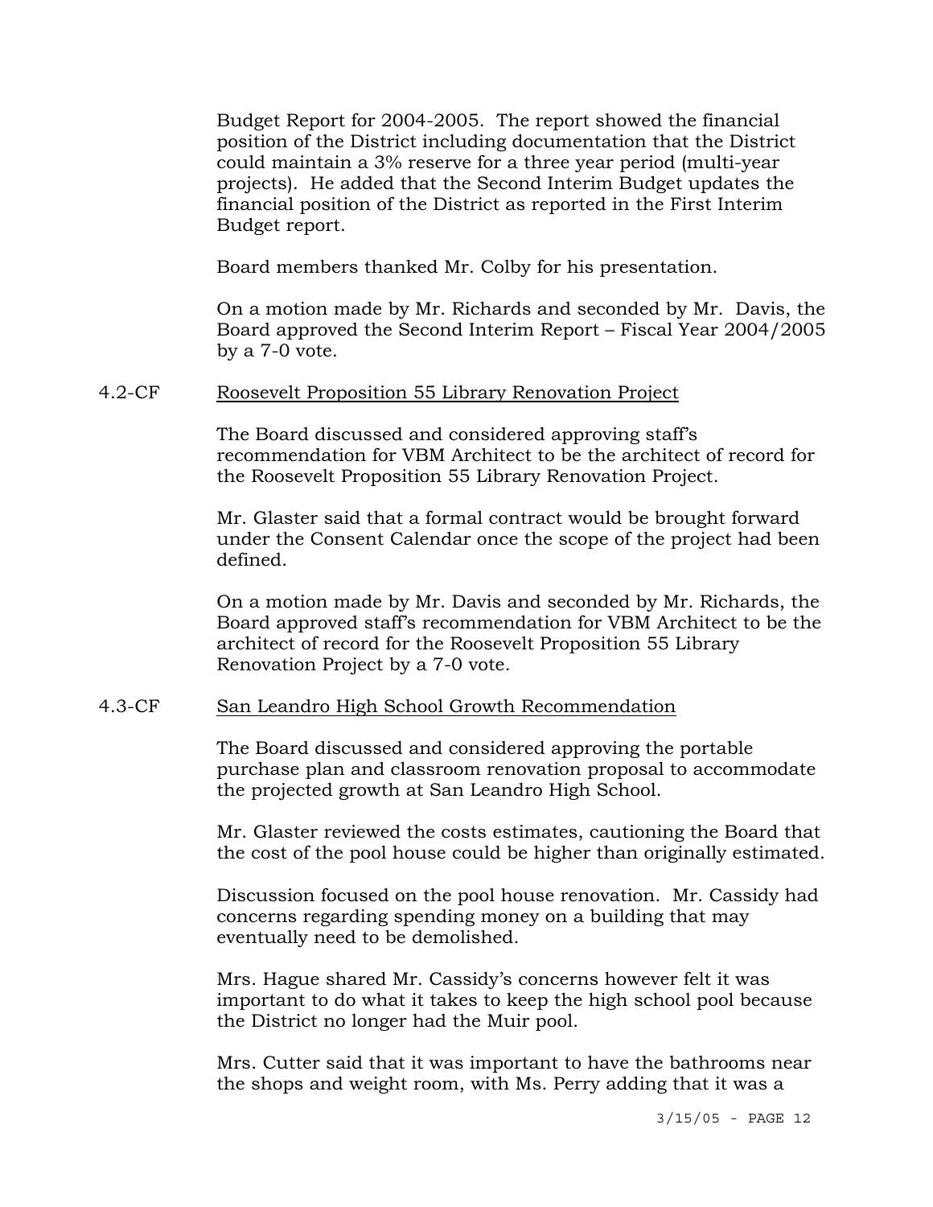Budget Report for 2004-2005. The report showed the financial position of the District including documentation that the District could maintain a 3% reserve for a three year period (multi-year projects). He added that the Second Interim Budget updates the financial position of the District as reported in the First Interim Budget report.

Board members thanked Mr. Colby for his presentation.

On a motion made by Mr. Richards and seconded by Mr. Davis, the Board approved the Second Interim Report – Fiscal Year 2004/2005 by a 7-0 vote.

4.2-CF <u>Roosevelt Proposition 55 Library Renovation Project</u>

The Board discussed and considered approving staff's recommendation for VBM Architect to be the architect of record for the Roosevelt Proposition 55 Library Renovation Project.

Mr. Glaster said that a formal contract would be brought forward under the Consent Calendar once the scope of the project had been defined.

On a motion made by Mr. Davis and seconded by Mr. Richards, the Board approved staff's recommendation for VBM Architect to be the architect of record for the Roosevelt Proposition 55 Library Renovation Project by a 7-0 vote.

4.3-CF <u>San Leandro High School Growth Recommendation</u>

The Board discussed and considered approving the portable purchase plan and classroom renovation proposal to accommodate the projected growth at San Leandro High School.

Mr. Glaster reviewed the costs estimates, cautioning the Board that the cost of the pool house could be higher than originally estimated.

Discussion focused on the pool house renovation. Mr. Cassidy had concerns regarding spending money on a building that may eventually need to be demolished.

Mrs. Hague shared Mr. Cassidy's concerns however felt it was important to do what it takes to keep the high school pool because the District no longer had the Muir pool.

Mrs. Cutter said that it was important to have the bathrooms near the shops and weight room, with Ms. Perry adding that it was a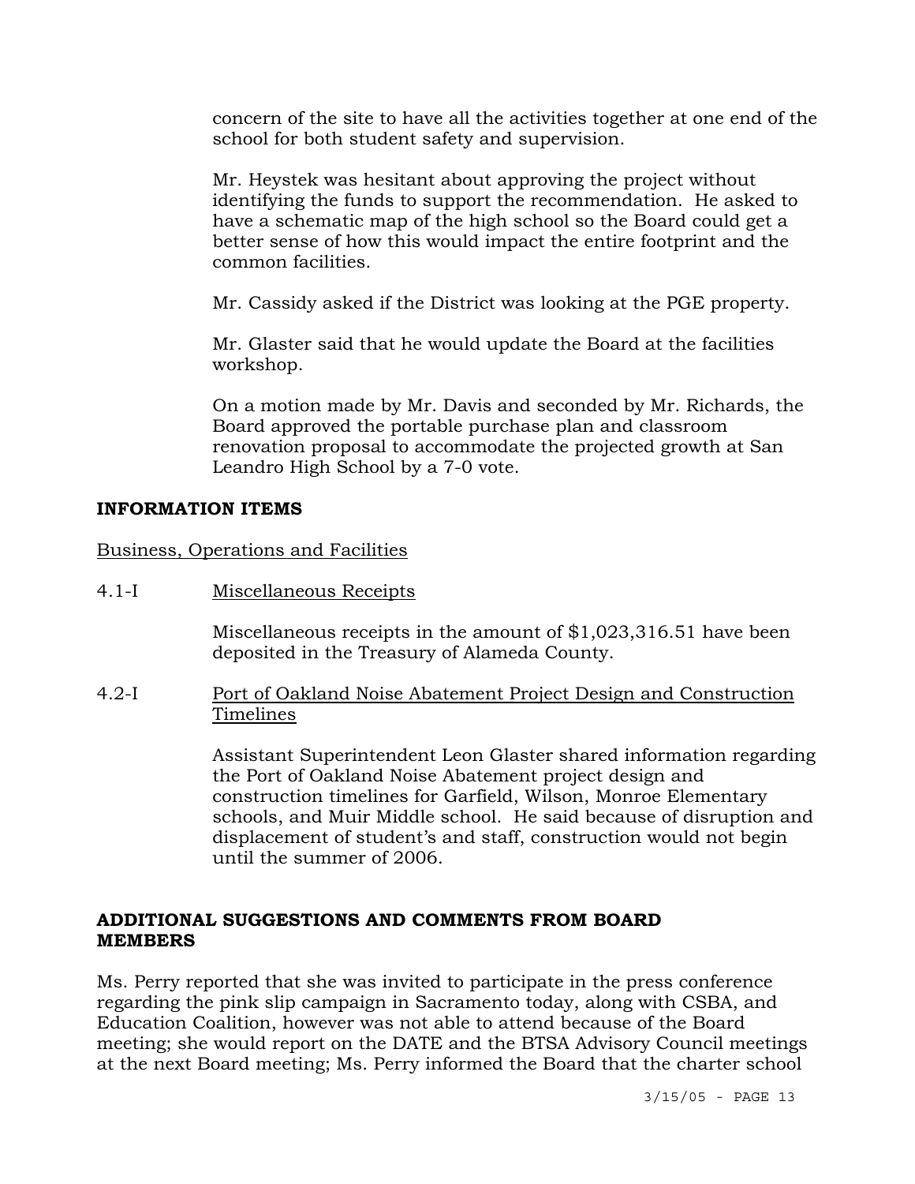concern of the site to have all the activities together at one end of the school for both student safety and supervision.

Mr. Heystek was hesitant about approving the project without identifying the funds to support the recommendation. He asked to have a schematic map of the high school so the Board could get a better sense of how this would impact the entire footprint and the common facilities.

Mr. Cassidy asked if the District was looking at the PGE property.

Mr. Glaster said that he would update the Board at the facilities workshop.

On a motion made by Mr. Davis and seconded by Mr. Richards, the Board approved the portable purchase plan and classroom renovation proposal to accommodate the projected growth at San Leandro High School by a 7-0 vote.

**INFORMATION ITEMS**

Business, Operations and Facilities

4.1-I Miscellaneous Receipts

Miscellaneous receipts in the amount of $1,023,316.51 have been deposited in the Treasury of Alameda County.

4.2-I Port of Oakland Noise Abatement Project Design and Construction Timelines

Assistant Superintendent Leon Glaster shared information regarding the Port of Oakland Noise Abatement project design and construction timelines for Garfield, Wilson, Monroe Elementary schools, and Muir Middle school. He said because of disruption and displacement of student's and staff, construction would not begin until the summer of 2006.

**ADDITIONAL SUGGESTIONS AND COMMENTS FROM BOARD MEMBERS**

Ms. Perry reported that she was invited to participate in the press conference regarding the pink slip campaign in Sacramento today, along with CSBA, and Education Coalition, however was not able to attend because of the Board meeting; she would report on the DATE and the BTSA Advisory Council meetings at the next Board meeting; Ms. Perry informed the Board that the charter school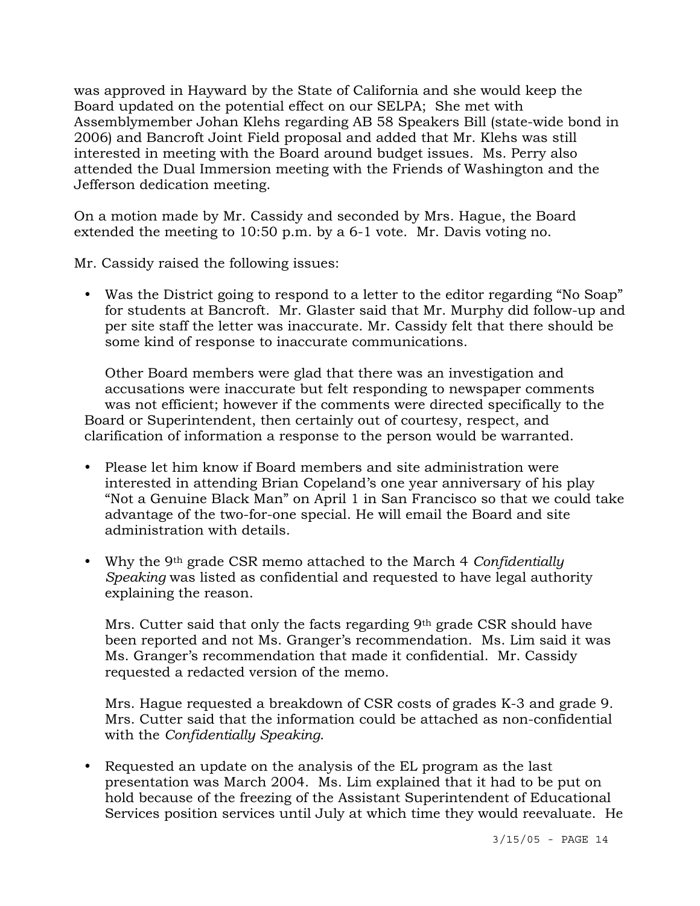was approved in Hayward by the State of California and she would keep the Board updated on the potential effect on our SELPA; She met with Assemblymember Johan Klehs regarding AB 58 Speakers Bill (state-wide bond in 2006) and Bancroft Joint Field proposal and added that Mr. Klehs was still interested in meeting with the Board around budget issues. Ms. Perry also attended the Dual Immersion meeting with the Friends of Washington and the Jefferson dedication meeting.

On a motion made by Mr. Cassidy and seconded by Mrs. Hague, the Board extended the meeting to 10:50 p.m. by a 6-1 vote. Mr. Davis voting no.

Mr. Cassidy raised the following issues:

- Was the District going to respond to a letter to the editor regarding "No Soap" for students at Bancroft. Mr. Glaster said that Mr. Murphy did follow-up and per site staff the letter was inaccurate. Mr. Cassidy felt that there should be some kind of response to inaccurate communications.

  Other Board members were glad that there was an investigation and accusations were inaccurate but felt responding to newspaper comments was not efficient; however if the comments were directed specifically to the Board or Superintendent, then certainly out of courtesy, respect, and clarification of information a response to the person would be warranted.

- Please let him know if Board members and site administration were interested in attending Brian Copeland's one year anniversary of his play "Not a Genuine Black Man" on April 1 in San Francisco so that we could take advantage of the two-for-one special. He will email the Board and site administration with details.

- Why the 9th grade CSR memo attached to the March 4 *Confidentially Speaking* was listed as confidential and requested to have legal authority explaining the reason.

  Mrs. Cutter said that only the facts regarding 9th grade CSR should have been reported and not Ms. Granger's recommendation. Ms. Lim said it was Ms. Granger's recommendation that made it confidential. Mr. Cassidy requested a redacted version of the memo.

  Mrs. Hague requested a breakdown of CSR costs of grades K-3 and grade 9. Mrs. Cutter said that the information could be attached as non-confidential with the *Confidentially Speaking*.

- Requested an update on the analysis of the EL program as the last presentation was March 2004. Ms. Lim explained that it had to be put on hold because of the freezing of the Assistant Superintendent of Educational Services position services until July at which time they would reevaluate. He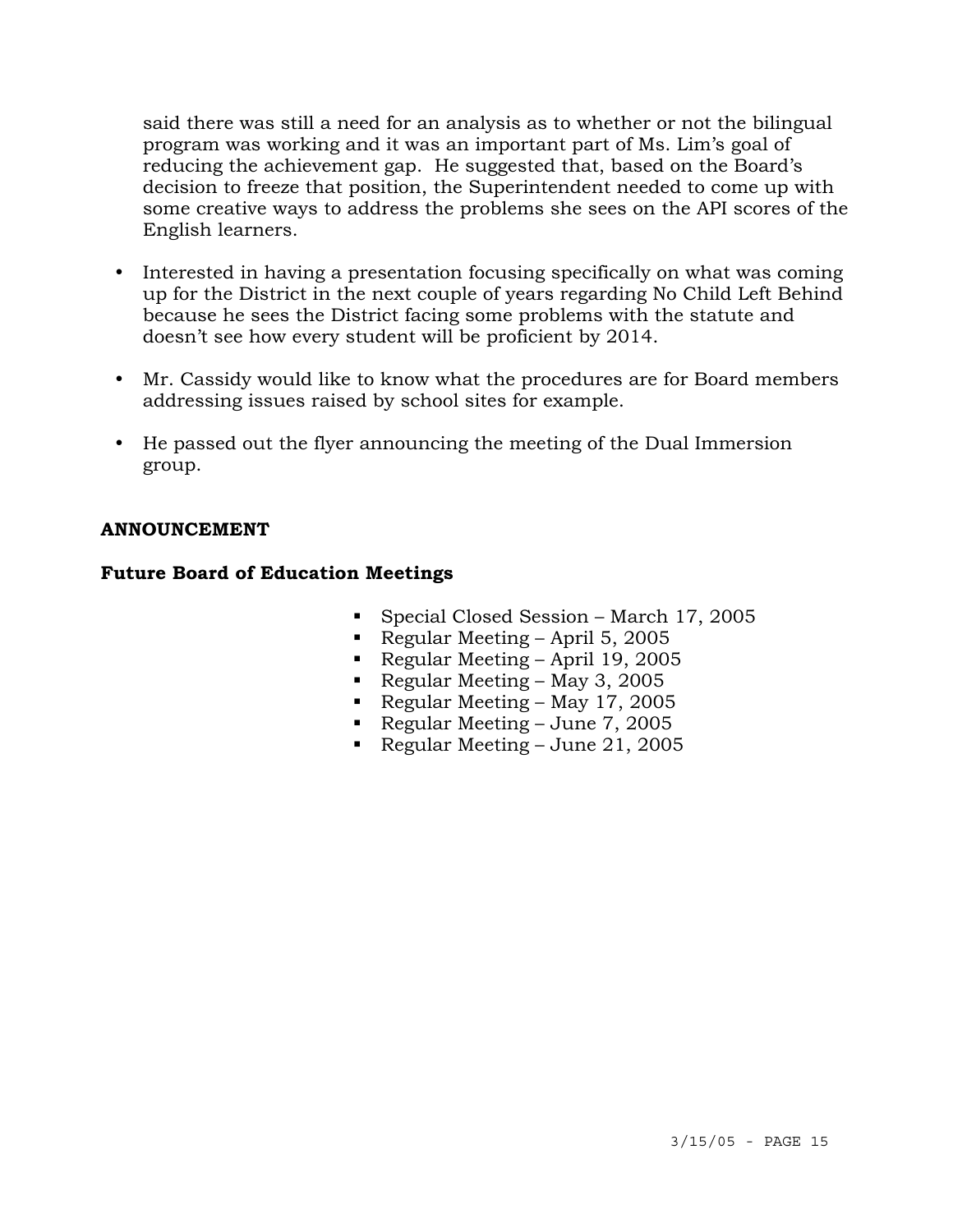said there was still a need for an analysis as to whether or not the bilingual program was working and it was an important part of Ms. Lim's goal of reducing the achievement gap. He suggested that, based on the Board's decision to freeze that position, the Superintendent needed to come up with some creative ways to address the problems she sees on the API scores of the English learners.

- Interested in having a presentation focusing specifically on what was coming up for the District in the next couple of years regarding No Child Left Behind because he sees the District facing some problems with the statute and doesn't see how every student will be proficient by 2014.

- Mr. Cassidy would like to know what the procedures are for Board members addressing issues raised by school sites for example.

- He passed out the flyer announcing the meeting of the Dual Immersion group.

**ANNOUNCEMENT**

**Future Board of Education Meetings**

- Special Closed Session – March 17, 2005
- Regular Meeting – April 5, 2005
- Regular Meeting – April 19, 2005
- Regular Meeting – May 3, 2005
- Regular Meeting – May 17, 2005
- Regular Meeting – June 7, 2005
- Regular Meeting – June 21, 2005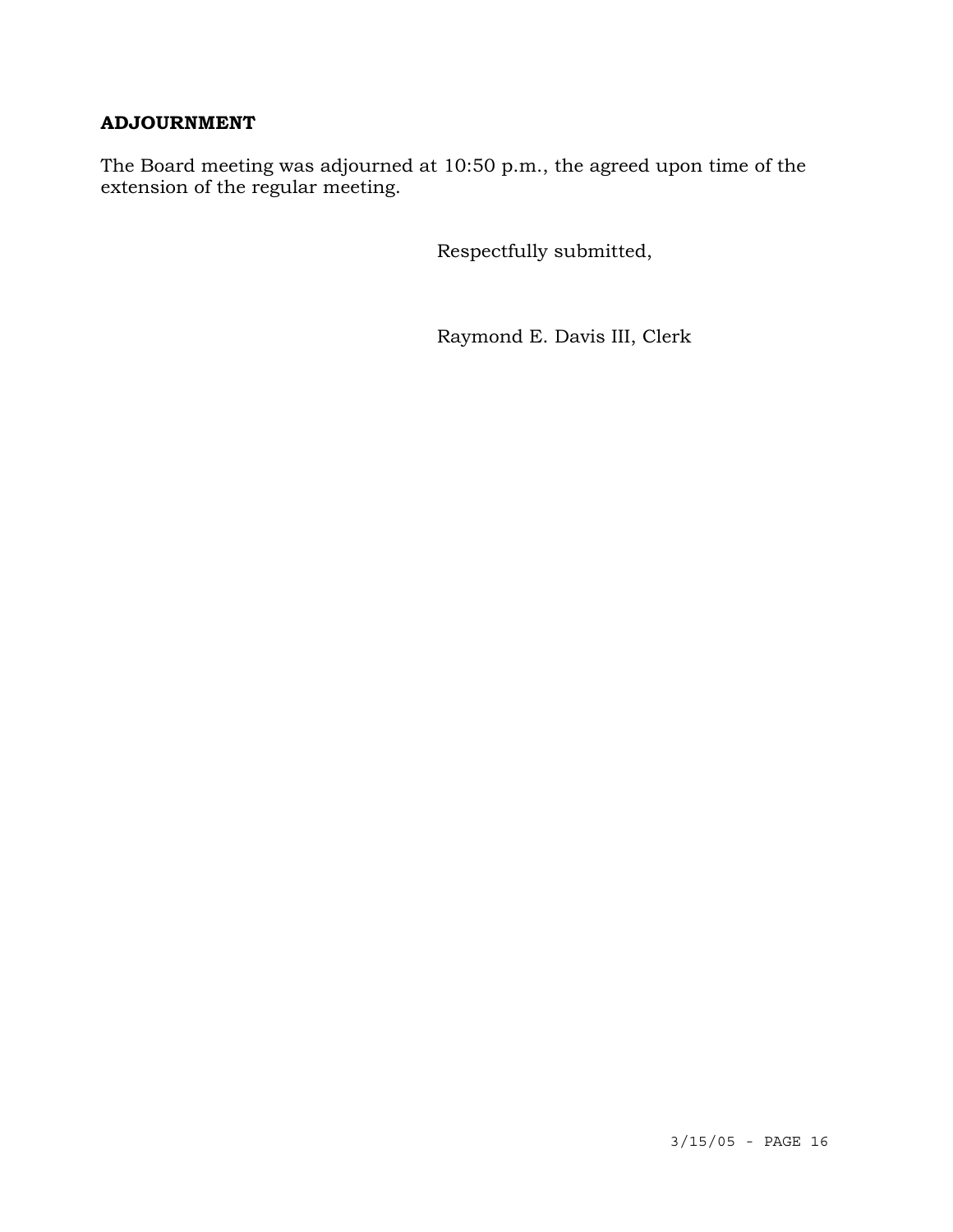**ADJOURNMENT**

The Board meeting was adjourned at 10:50 p.m., the agreed upon time of the extension of the regular meeting.

Respectfully submitted,

Raymond E. Davis III, Clerk